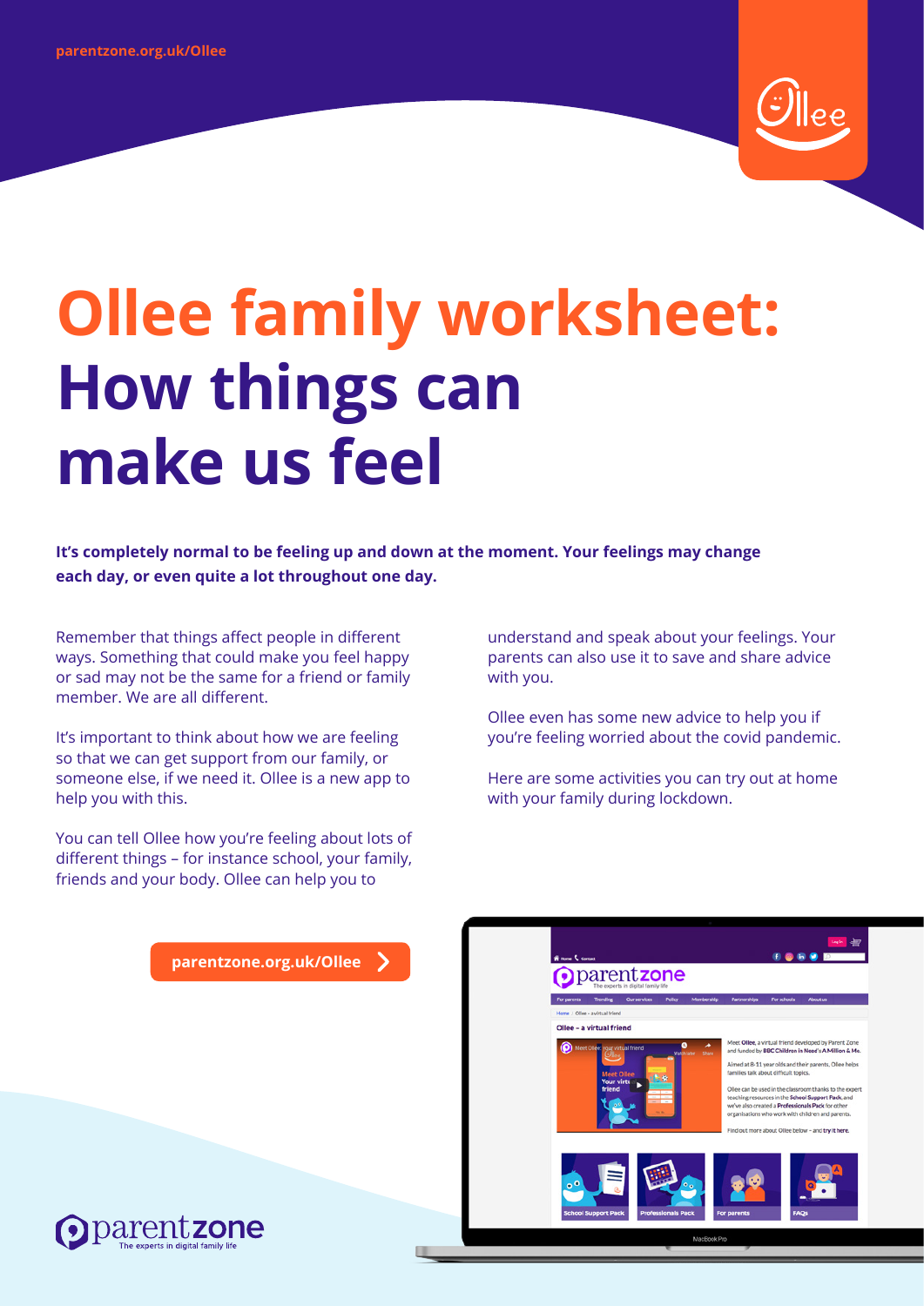parentzone.org.uk/Ollee

# Ollee family worksheet: How things can make us feel

**It's completely normal to be feeling up and down at the moment. Your feelings may change each day, or even quite a lot throughout one day.**

Remember that things affect people in different ways. Something that could make you feel happy or sad may not be the same for a friend or family member. We are all different.

It's important to think about how we are feeling so that we can get support from our family, or someone else, if we need it. Ollee is a new app to help you with this.

You can tell Ollee how you're feeling about lots of different things – for instance school, your family, friends and your body. Ollee can help you to understand and speak about your feelings. Your parents can also use it to save and share advice with you.

Ollee even has some new advice to help you if you're feeling worried about the covid pandemic.

Here are some activities you can try out at home with your family during lockdown.

parentzone.org.uk/Ollee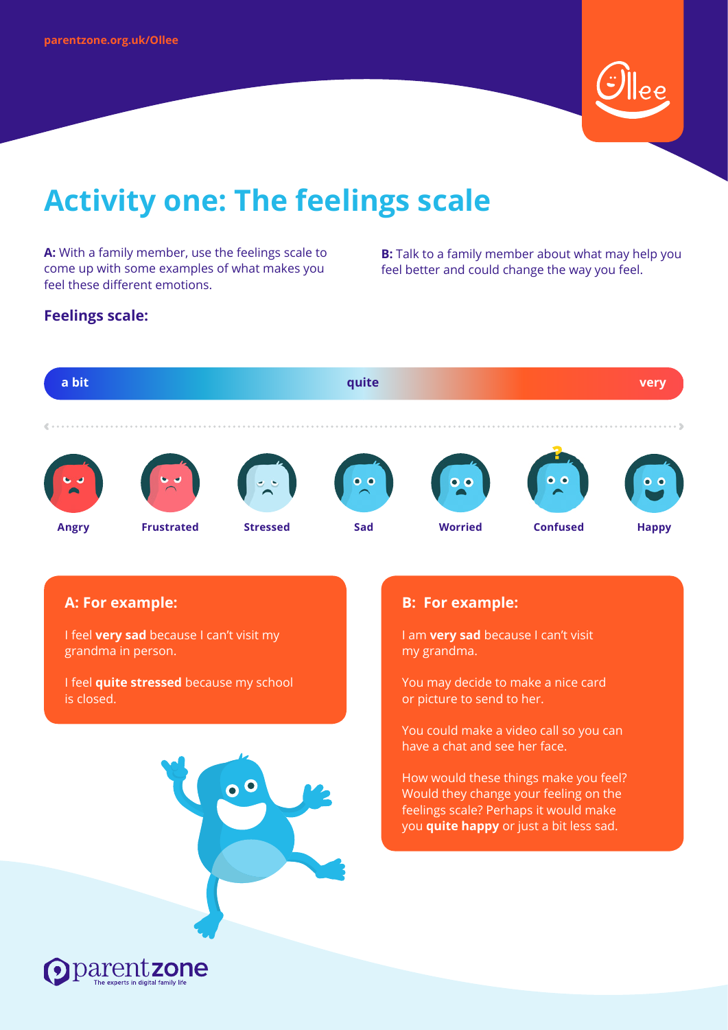# Activity one: The feelings scale

**A:** With a family member, use the feelings scale to come up with some examples of what makes you feel these different emotions.

**B:** Talk to a family member about what may help you feel better and could change the way you feel.

### Feelings scale:

a bit — quite — very

Angry · Frustrated · Stressed · Sad · Worried · Confused · Happy

### A: For example:

I feel **very sad** because I can't visit my grandma in person.

I feel **quite stressed** because my school is closed.

### B: For example:

I am **very sad** because I can't visit my grandma.

You may decide to make a nice card or picture to send to her.

You could make a video call so you can have a chat and see her face.

How would these things make you feel? Would they change your feeling on the feelings scale? Perhaps it would make you **quite happy** or just a bit less sad.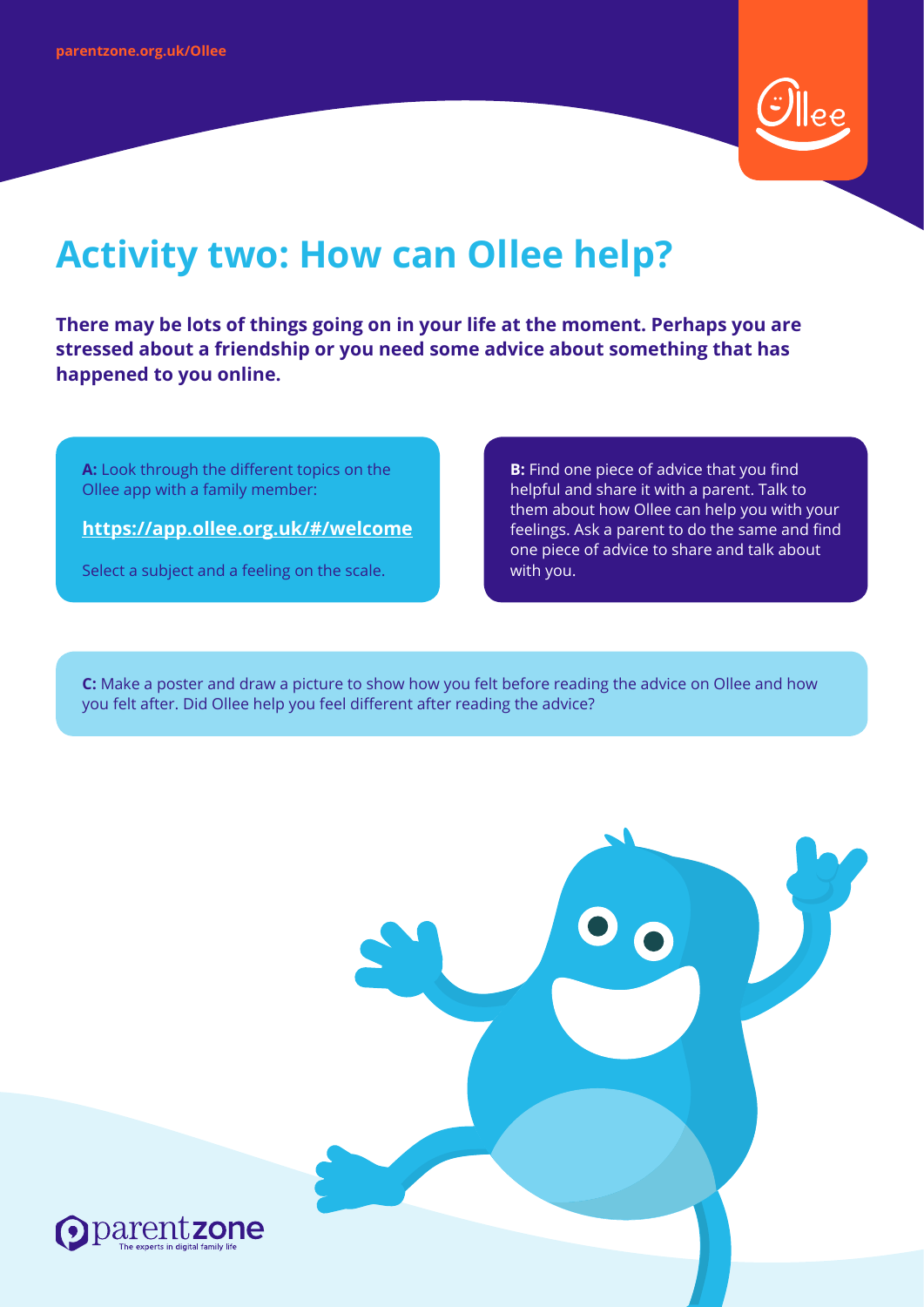# Activity two: How can Ollee help?

**There may be lots of things going on in your life at the moment. Perhaps you are stressed about a friendship or you need some advice about something that has happened to you online.**

**A:** Look through the different topics on the Ollee app with a family member:

**https://app.ollee.org.uk/#/welcome**

Select a subject and a feeling on the scale.

**B:** Find one piece of advice that you find helpful and share it with a parent. Talk to them about how Ollee can help you with your feelings. Ask a parent to do the same and find one piece of advice to share and talk about with you.

**C:** Make a poster and draw a picture to show how you felt before reading the advice on Ollee and how you felt after. Did Ollee help you feel different after reading the advice?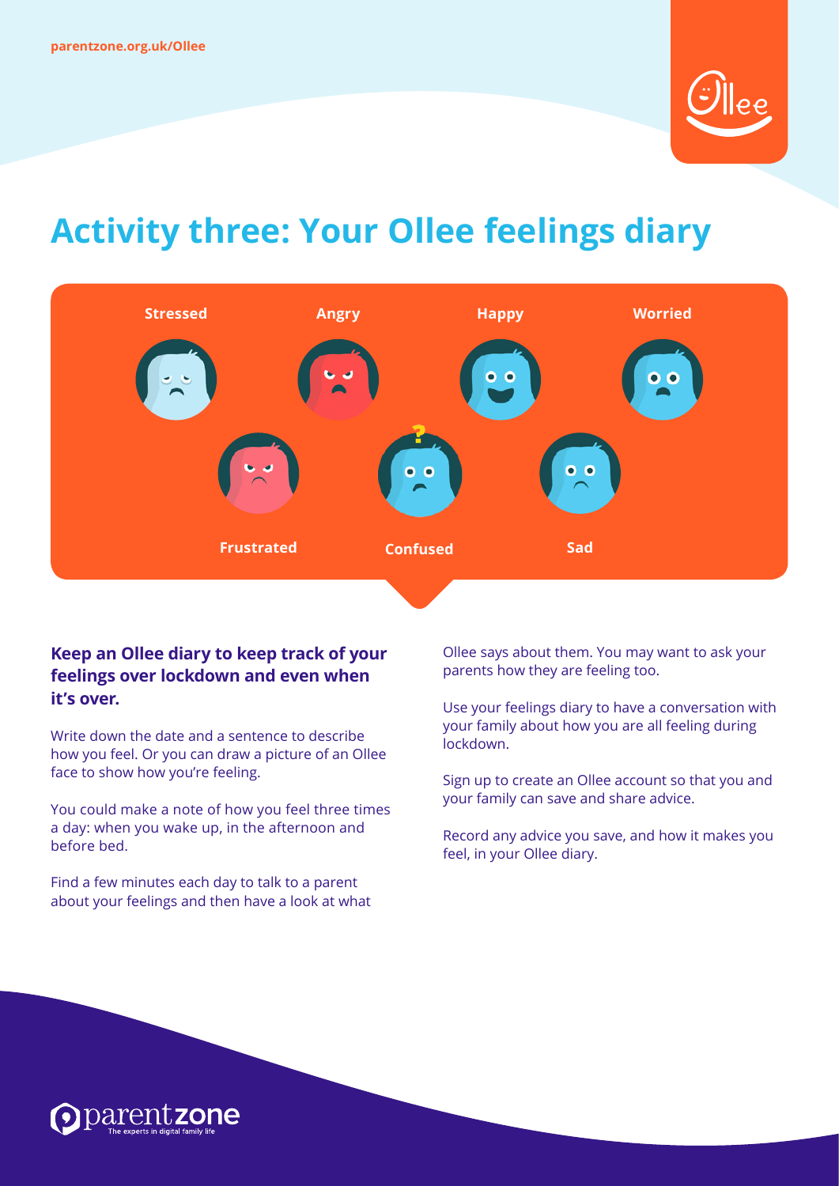parentzone.org.uk/Ollee

# Activity three: Your Ollee feelings diary

Stressed

Angry

Happy

Worried

Frustrated

Confused

Sad

**Keep an Ollee diary to keep track of your feelings over lockdown and even when it's over.**

Write down the date and a sentence to describe how you feel. Or you can draw a picture of an Ollee face to show how you're feeling.

You could make a note of how you feel three times a day: when you wake up, in the afternoon and before bed.

Find a few minutes each day to talk to a parent about your feelings and then have a look at what Ollee says about them. You may want to ask your parents how they are feeling too.

Use your feelings diary to have a conversation with your family about how you are all feeling during lockdown.

Sign up to create an Ollee account so that you and your family can save and share advice.

Record any advice you save, and how it makes you feel, in your Ollee diary.

parentzone
The experts in digital family life